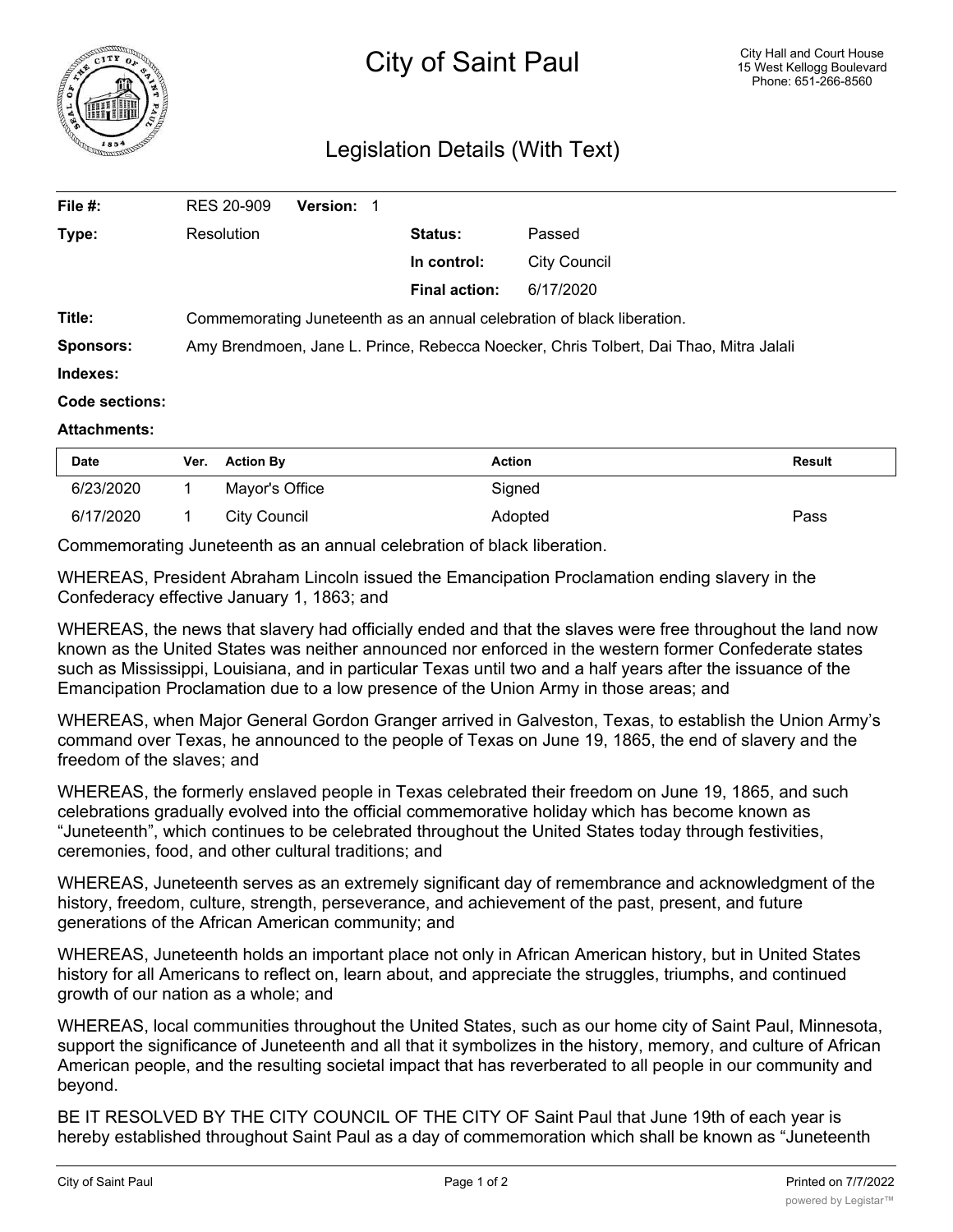# City of Saint Paul

City Hall and Court House
15 West Kellogg Boulevard
Phone: 651-266-8560

## Legislation Details (With Text)

| | | | |
|---|---|---|---|
| **File #:** | RES 20-909 **Version:** 1 | | |
| **Type:** | Resolution | **Status:** | Passed |
| | | **In control:** | City Council |
| | | **Final action:** | 6/17/2020 |
| **Title:** | Commemorating Juneteenth as an annual celebration of black liberation. | | |
| **Sponsors:** | Amy Brendmoen, Jane L. Prince, Rebecca Noecker, Chris Tolbert, Dai Thao, Mitra Jalali | | |
| **Indexes:** | | | |
| **Code sections:** | | | |
| **Attachments:** | | | |

| Date | Ver. | Action By | Action | Result |
|---|---|---|---|---|
| 6/23/2020 | 1 | Mayor's Office | Signed | |
| 6/17/2020 | 1 | City Council | Adopted | Pass |

Commemorating Juneteenth as an annual celebration of black liberation.

WHEREAS, President Abraham Lincoln issued the Emancipation Proclamation ending slavery in the Confederacy effective January 1, 1863; and

WHEREAS, the news that slavery had officially ended and that the slaves were free throughout the land now known as the United States was neither announced nor enforced in the western former Confederate states such as Mississippi, Louisiana, and in particular Texas until two and a half years after the issuance of the Emancipation Proclamation due to a low presence of the Union Army in those areas; and

WHEREAS, when Major General Gordon Granger arrived in Galveston, Texas, to establish the Union Army's command over Texas, he announced to the people of Texas on June 19, 1865, the end of slavery and the freedom of the slaves; and

WHEREAS, the formerly enslaved people in Texas celebrated their freedom on June 19, 1865, and such celebrations gradually evolved into the official commemorative holiday which has become known as "Juneteenth", which continues to be celebrated throughout the United States today through festivities, ceremonies, food, and other cultural traditions; and

WHEREAS, Juneteenth serves as an extremely significant day of remembrance and acknowledgment of the history, freedom, culture, strength, perseverance, and achievement of the past, present, and future generations of the African American community; and

WHEREAS, Juneteenth holds an important place not only in African American history, but in United States history for all Americans to reflect on, learn about, and appreciate the struggles, triumphs, and continued growth of our nation as a whole; and

WHEREAS, local communities throughout the United States, such as our home city of Saint Paul, Minnesota, support the significance of Juneteenth and all that it symbolizes in the history, memory, and culture of African American people, and the resulting societal impact that has reverberated to all people in our community and beyond.

BE IT RESOLVED BY THE CITY COUNCIL OF THE CITY OF Saint Paul that June 19th of each year is hereby established throughout Saint Paul as a day of commemoration which shall be known as "Juneteenth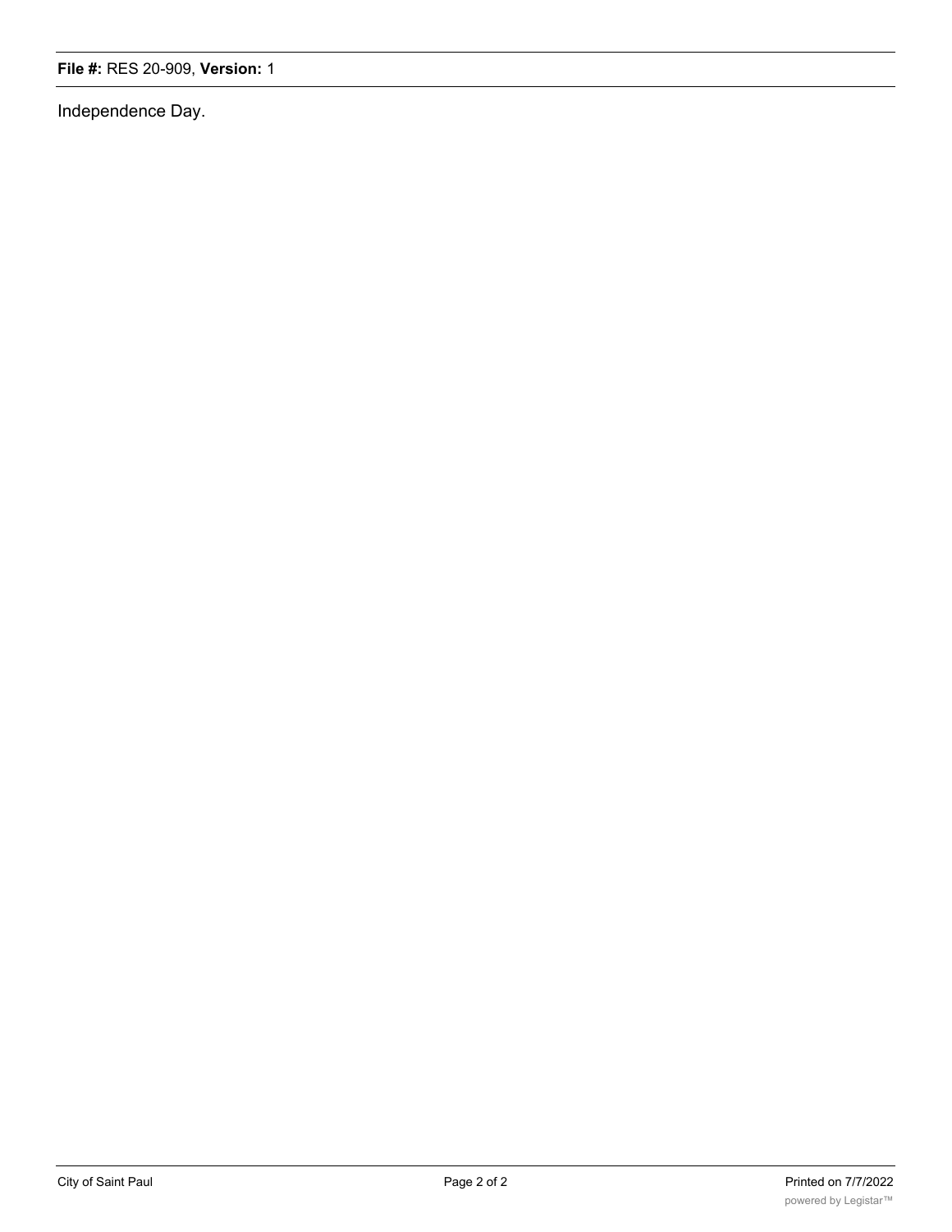Independence Day.